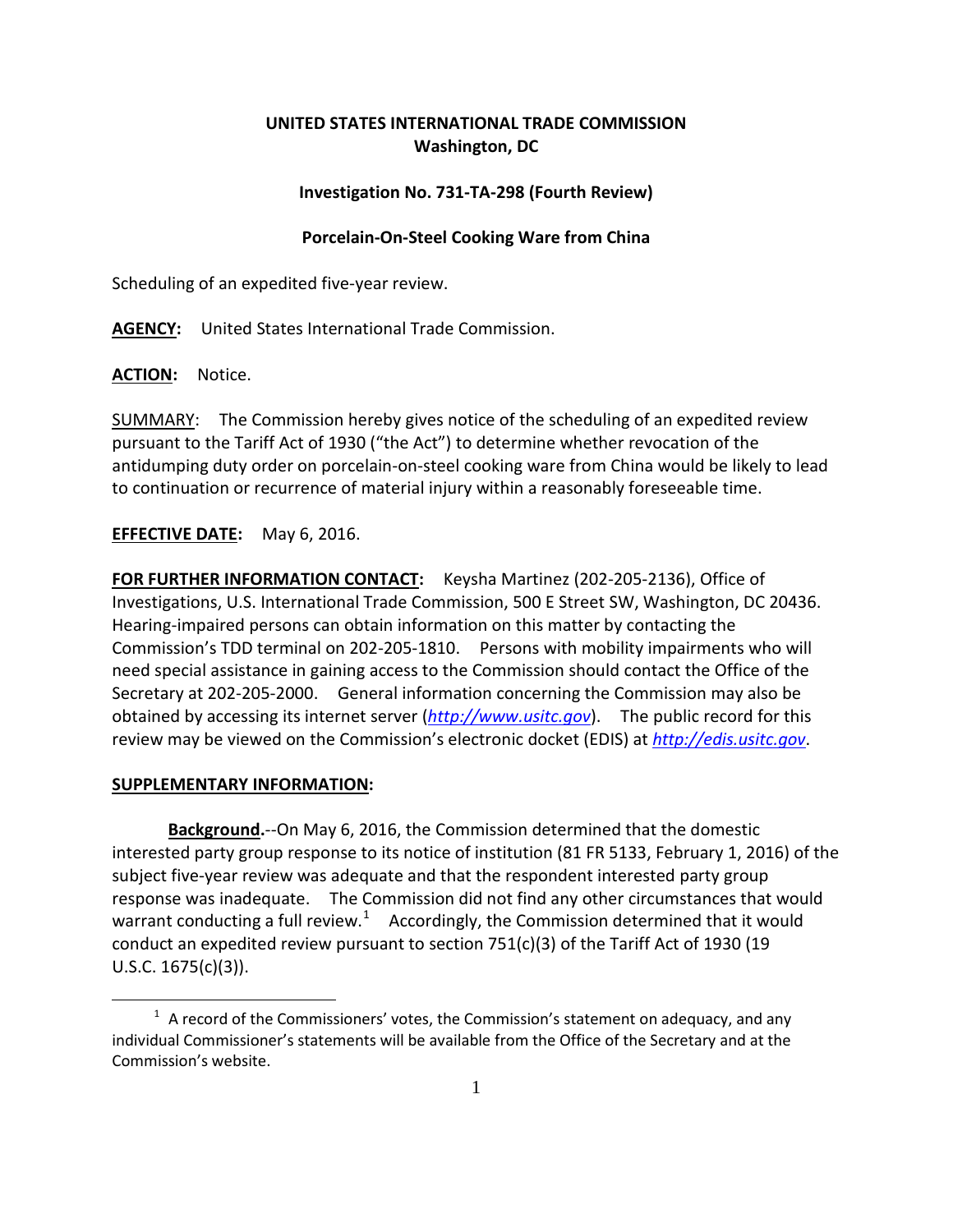**UNITED STATES INTERNATIONAL TRADE COMMISSION**
**Washington, DC**

**Investigation No. 731-TA-298 (Fourth Review)**

**Porcelain-On-Steel Cooking Ware from China**

Scheduling of an expedited five-year review.

**AGENCY:** United States International Trade Commission.

**ACTION:** Notice.

SUMMARY: The Commission hereby gives notice of the scheduling of an expedited review pursuant to the Tariff Act of 1930 ("the Act") to determine whether revocation of the antidumping duty order on porcelain-on-steel cooking ware from China would be likely to lead to continuation or recurrence of material injury within a reasonably foreseeable time.

**EFFECTIVE DATE:** May 6, 2016.

**FOR FURTHER INFORMATION CONTACT:** Keysha Martinez (202-205-2136), Office of Investigations, U.S. International Trade Commission, 500 E Street SW, Washington, DC 20436. Hearing-impaired persons can obtain information on this matter by contacting the Commission's TDD terminal on 202-205-1810. Persons with mobility impairments who will need special assistance in gaining access to the Commission should contact the Office of the Secretary at 202-205-2000. General information concerning the Commission may also be obtained by accessing its internet server (*http://www.usitc.gov*). The public record for this review may be viewed on the Commission's electronic docket (EDIS) at *http://edis.usitc.gov*.

**SUPPLEMENTARY INFORMATION:**

**Background.**--On May 6, 2016, the Commission determined that the domestic interested party group response to its notice of institution (81 FR 5133, February 1, 2016) of the subject five-year review was adequate and that the respondent interested party group response was inadequate. The Commission did not find any other circumstances that would warrant conducting a full review.[1] Accordingly, the Commission determined that it would conduct an expedited review pursuant to section 751(c)(3) of the Tariff Act of 1930 (19 U.S.C. 1675(c)(3)).

[1] A record of the Commissioners' votes, the Commission's statement on adequacy, and any individual Commissioner's statements will be available from the Office of the Secretary and at the Commission's website.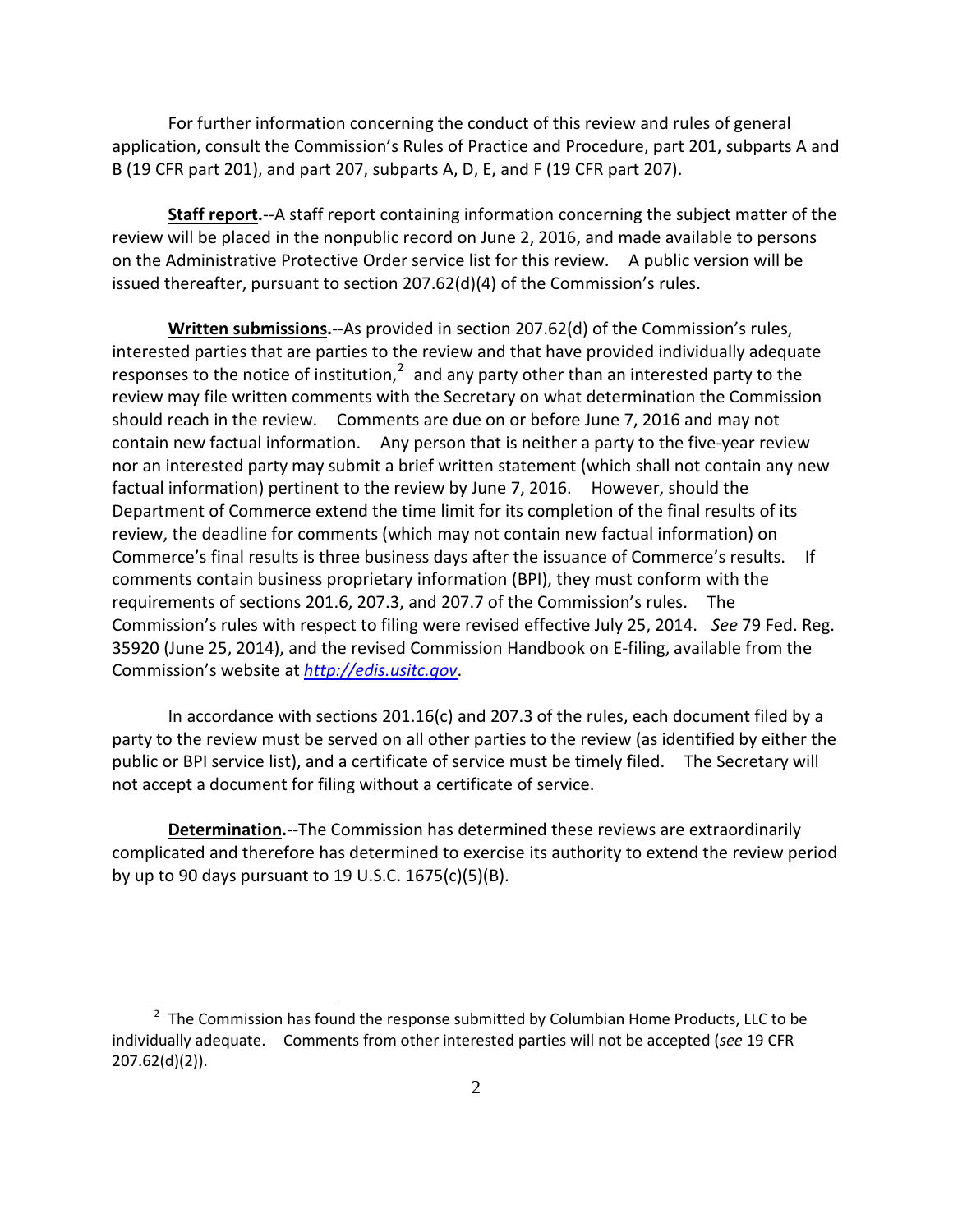For further information concerning the conduct of this review and rules of general application, consult the Commission's Rules of Practice and Procedure, part 201, subparts A and B (19 CFR part 201), and part 207, subparts A, D, E, and F (19 CFR part 207).

**Staff report.**--A staff report containing information concerning the subject matter of the review will be placed in the nonpublic record on June 2, 2016, and made available to persons on the Administrative Protective Order service list for this review. A public version will be issued thereafter, pursuant to section 207.62(d)(4) of the Commission's rules.

**Written submissions.**--As provided in section 207.62(d) of the Commission's rules, interested parties that are parties to the review and that have provided individually adequate responses to the notice of institution,[2] and any party other than an interested party to the review may file written comments with the Secretary on what determination the Commission should reach in the review. Comments are due on or before June 7, 2016 and may not contain new factual information. Any person that is neither a party to the five-year review nor an interested party may submit a brief written statement (which shall not contain any new factual information) pertinent to the review by June 7, 2016. However, should the Department of Commerce extend the time limit for its completion of the final results of its review, the deadline for comments (which may not contain new factual information) on Commerce's final results is three business days after the issuance of Commerce's results. If comments contain business proprietary information (BPI), they must conform with the requirements of sections 201.6, 207.3, and 207.7 of the Commission's rules. The Commission's rules with respect to filing were revised effective July 25, 2014. *See* 79 Fed. Reg. 35920 (June 25, 2014), and the revised Commission Handbook on E-filing, available from the Commission's website at *http://edis.usitc.gov*.

In accordance with sections 201.16(c) and 207.3 of the rules, each document filed by a party to the review must be served on all other parties to the review (as identified by either the public or BPI service list), and a certificate of service must be timely filed. The Secretary will not accept a document for filing without a certificate of service.

**Determination.**--The Commission has determined these reviews are extraordinarily complicated and therefore has determined to exercise its authority to extend the review period by up to 90 days pursuant to 19 U.S.C. 1675(c)(5)(B).

---

[2] The Commission has found the response submitted by Columbian Home Products, LLC to be individually adequate. Comments from other interested parties will not be accepted (*see* 19 CFR 207.62(d)(2)).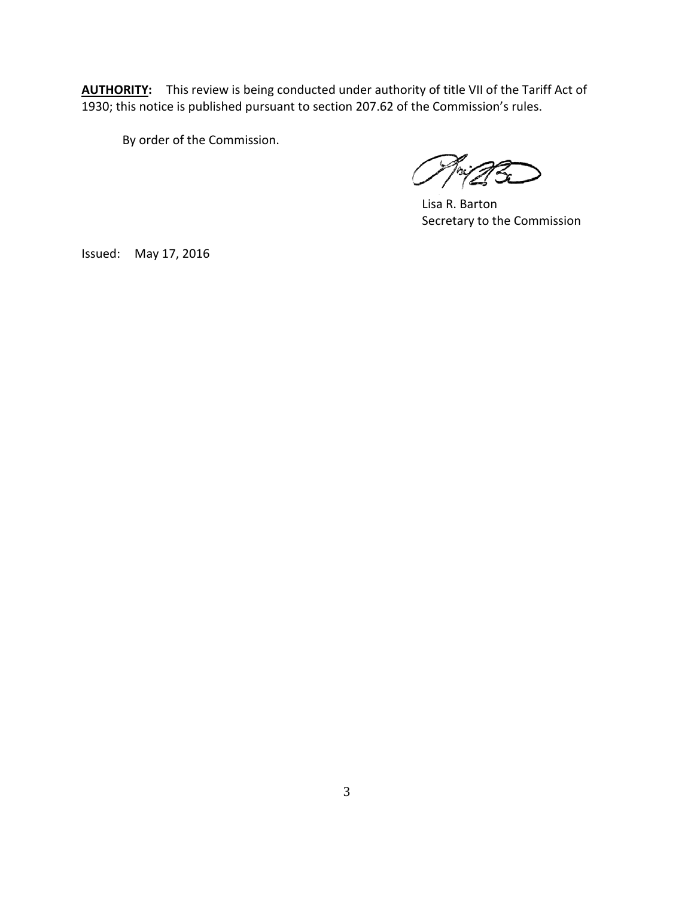**<u>AUTHORITY:</u>** This review is being conducted under authority of title VII of the Tariff Act of 1930; this notice is published pursuant to section 207.62 of the Commission's rules.

By order of the Commission.

Lisa R. Barton
Secretary to the Commission

Issued: May 17, 2016